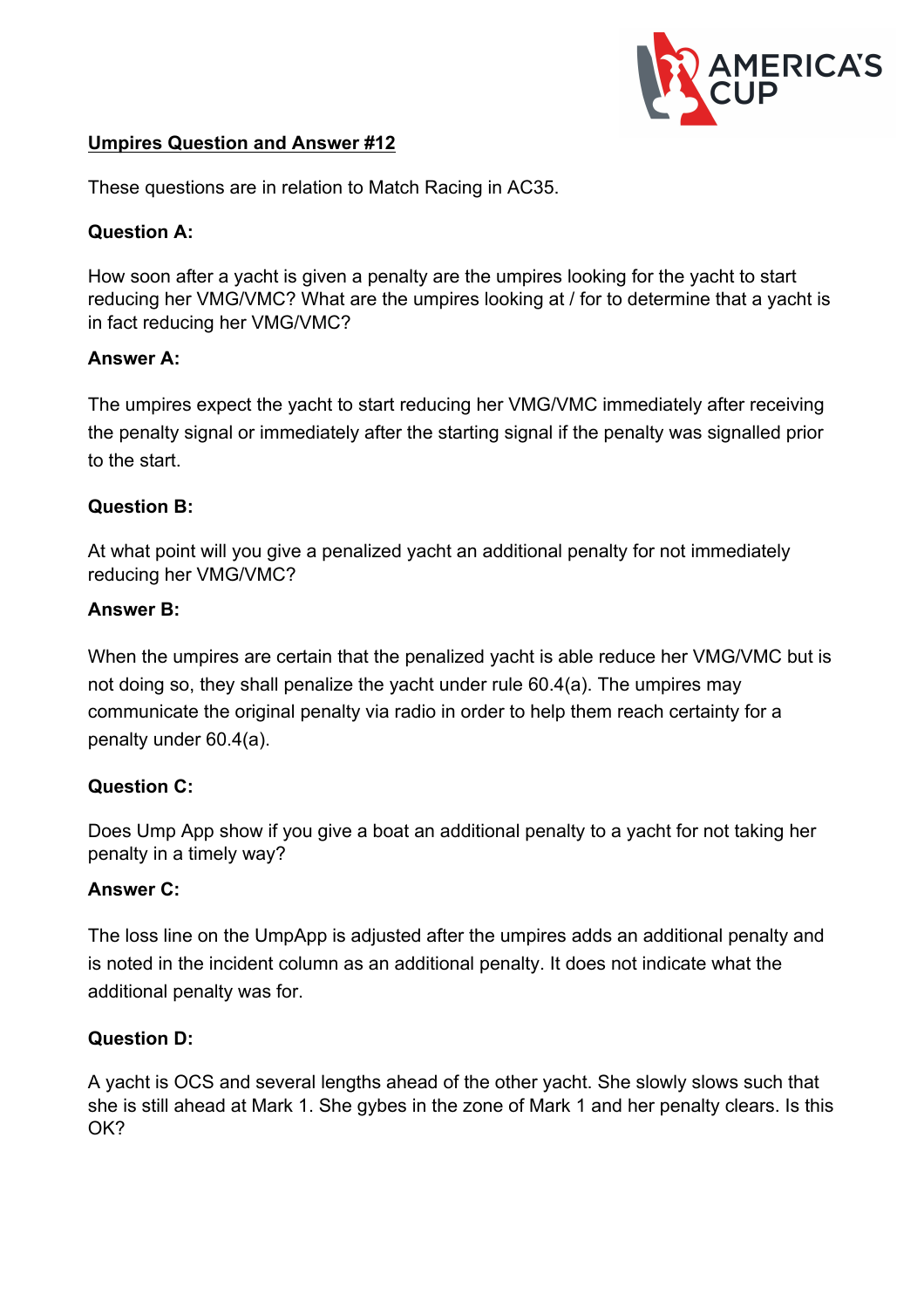**Umpires Question and Answer #12**

These questions are in relation to Match Racing in AC35.

**Question A:**

How soon after a yacht is given a penalty are the umpires looking for the yacht to start reducing her VMG/VMC? What are the umpires looking at / for to determine that a yacht is in fact reducing her VMG/VMC?

**Answer A:**

The umpires expect the yacht to start reducing her VMG/VMC immediately after receiving the penalty signal or immediately after the starting signal if the penalty was signalled prior to the start.

**Question B:**

At what point will you give a penalized yacht an additional penalty for not immediately reducing her VMG/VMC?

**Answer B:**

When the umpires are certain that the penalized yacht is able reduce her VMG/VMC but is not doing so, they shall penalize the yacht under rule 60.4(a). The umpires may communicate the original penalty via radio in order to help them reach certainty for a penalty under 60.4(a).

**Question C:**

Does Ump App show if you give a boat an additional penalty to a yacht for not taking her penalty in a timely way?

**Answer C:**

The loss line on the UmpApp is adjusted after the umpires adds an additional penalty and is noted in the incident column as an additional penalty. It does not indicate what the additional penalty was for.

**Question D:**

A yacht is OCS and several lengths ahead of the other yacht. She slowly slows such that she is still ahead at Mark 1. She gybes in the zone of Mark 1 and her penalty clears. Is this OK?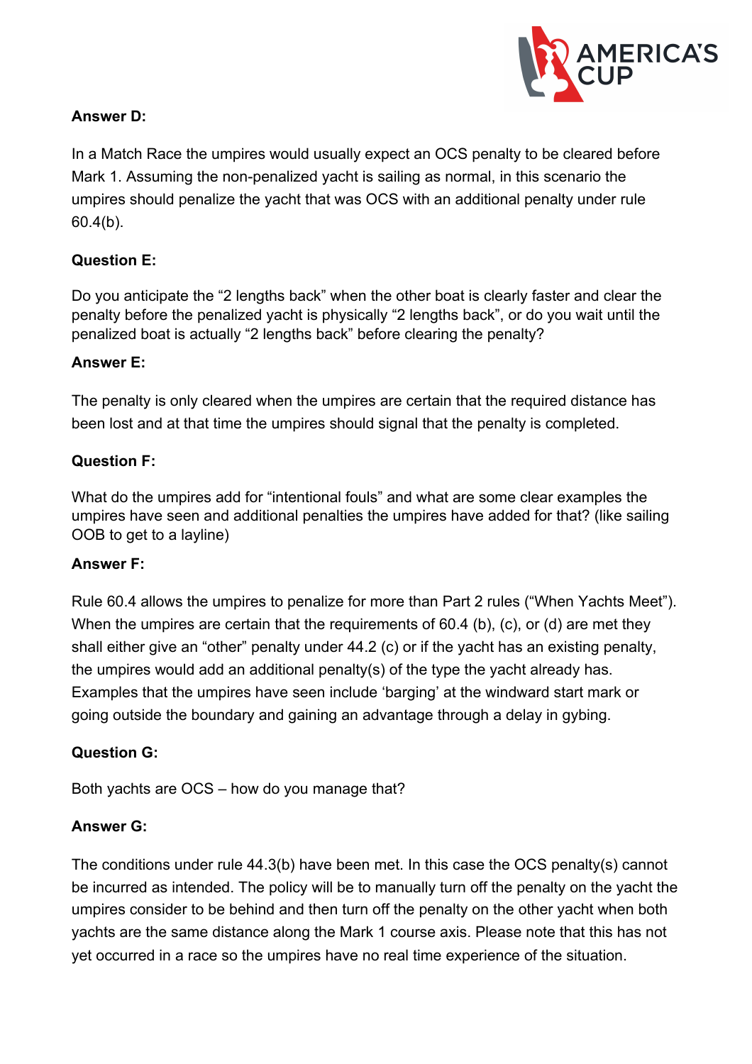**Answer D:**

In a Match Race the umpires would usually expect an OCS penalty to be cleared before Mark 1. Assuming the non-penalized yacht is sailing as normal, in this scenario the umpires should penalize the yacht that was OCS with an additional penalty under rule 60.4(b).

**Question E:**

Do you anticipate the "2 lengths back" when the other boat is clearly faster and clear the penalty before the penalized yacht is physically "2 lengths back", or do you wait until the penalized boat is actually "2 lengths back" before clearing the penalty?

**Answer E:**

The penalty is only cleared when the umpires are certain that the required distance has been lost and at that time the umpires should signal that the penalty is completed.

**Question F:**

What do the umpires add for "intentional fouls" and what are some clear examples the umpires have seen and additional penalties the umpires have added for that? (like sailing OOB to get to a layline)

**Answer F:**

Rule 60.4 allows the umpires to penalize for more than Part 2 rules ("When Yachts Meet"). When the umpires are certain that the requirements of 60.4 (b), (c), or (d) are met they shall either give an "other" penalty under 44.2 (c) or if the yacht has an existing penalty, the umpires would add an additional penalty(s) of the type the yacht already has. Examples that the umpires have seen include 'barging' at the windward start mark or going outside the boundary and gaining an advantage through a delay in gybing.

**Question G:**

Both yachts are OCS – how do you manage that?

**Answer G:**

The conditions under rule 44.3(b) have been met. In this case the OCS penalty(s) cannot be incurred as intended. The policy will be to manually turn off the penalty on the yacht the umpires consider to be behind and then turn off the penalty on the other yacht when both yachts are the same distance along the Mark 1 course axis. Please note that this has not yet occurred in a race so the umpires have no real time experience of the situation.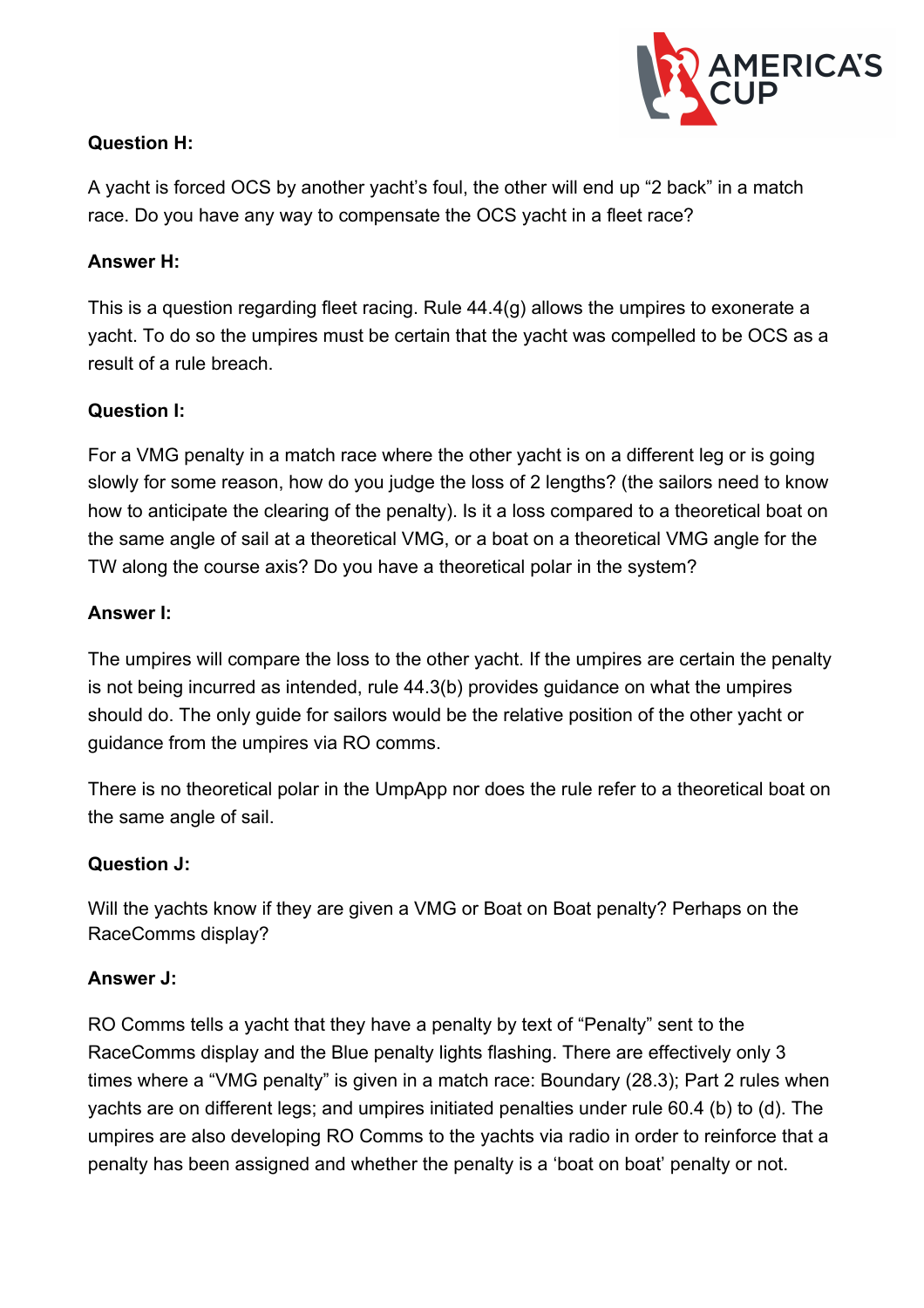**Question H:**

A yacht is forced OCS by another yacht's foul, the other will end up "2 back" in a match race. Do you have any way to compensate the OCS yacht in a fleet race?

**Answer H:**

This is a question regarding fleet racing. Rule 44.4(g) allows the umpires to exonerate a yacht. To do so the umpires must be certain that the yacht was compelled to be OCS as a result of a rule breach.

**Question I:**

For a VMG penalty in a match race where the other yacht is on a different leg or is going slowly for some reason, how do you judge the loss of 2 lengths? (the sailors need to know how to anticipate the clearing of the penalty). Is it a loss compared to a theoretical boat on the same angle of sail at a theoretical VMG, or a boat on a theoretical VMG angle for the TW along the course axis? Do you have a theoretical polar in the system?

**Answer I:**

The umpires will compare the loss to the other yacht. If the umpires are certain the penalty is not being incurred as intended, rule 44.3(b) provides guidance on what the umpires should do. The only guide for sailors would be the relative position of the other yacht or guidance from the umpires via RO comms.

There is no theoretical polar in the UmpApp nor does the rule refer to a theoretical boat on the same angle of sail.

**Question J:**

Will the yachts know if they are given a VMG or Boat on Boat penalty? Perhaps on the RaceComms display?

**Answer J:**

RO Comms tells a yacht that they have a penalty by text of "Penalty" sent to the RaceComms display and the Blue penalty lights flashing. There are effectively only 3 times where a "VMG penalty" is given in a match race: Boundary (28.3); Part 2 rules when yachts are on different legs; and umpires initiated penalties under rule 60.4 (b) to (d). The umpires are also developing RO Comms to the yachts via radio in order to reinforce that a penalty has been assigned and whether the penalty is a 'boat on boat' penalty or not.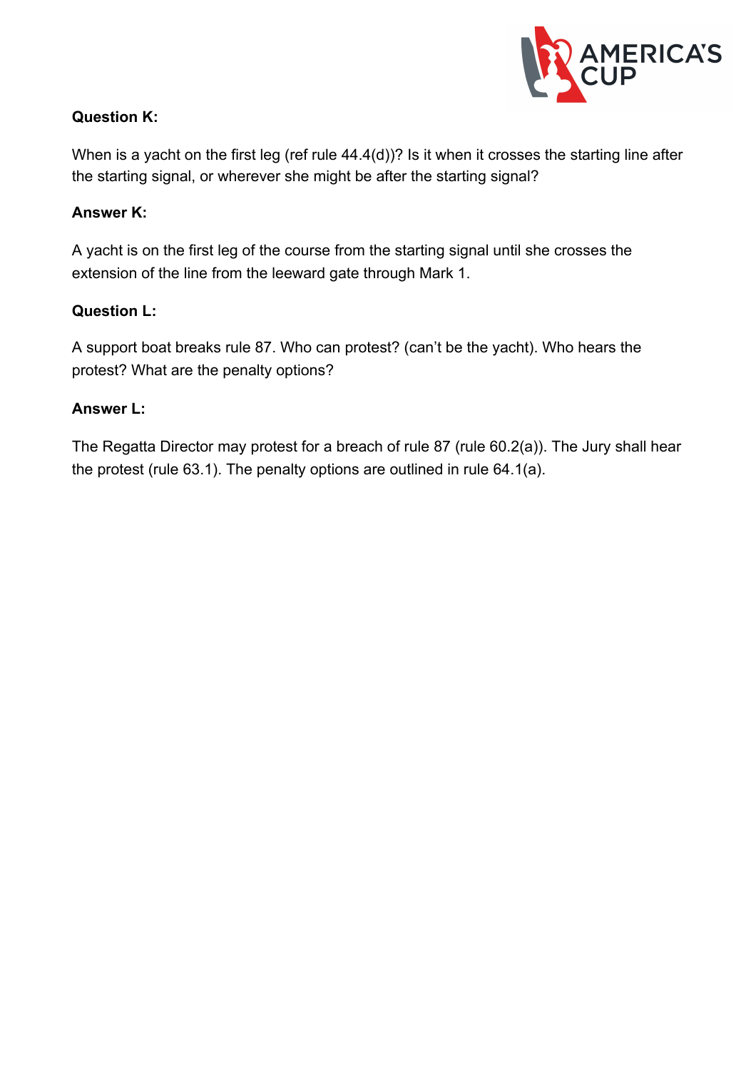**Question K:**

When is a yacht on the first leg (ref rule 44.4(d))? Is it when it crosses the starting line after the starting signal, or wherever she might be after the starting signal?

**Answer K:**

A yacht is on the first leg of the course from the starting signal until she crosses the extension of the line from the leeward gate through Mark 1.

**Question L:**

A support boat breaks rule 87. Who can protest? (can't be the yacht). Who hears the protest? What are the penalty options?

**Answer L:**

The Regatta Director may protest for a breach of rule 87 (rule 60.2(a)). The Jury shall hear the protest (rule 63.1). The penalty options are outlined in rule 64.1(a).